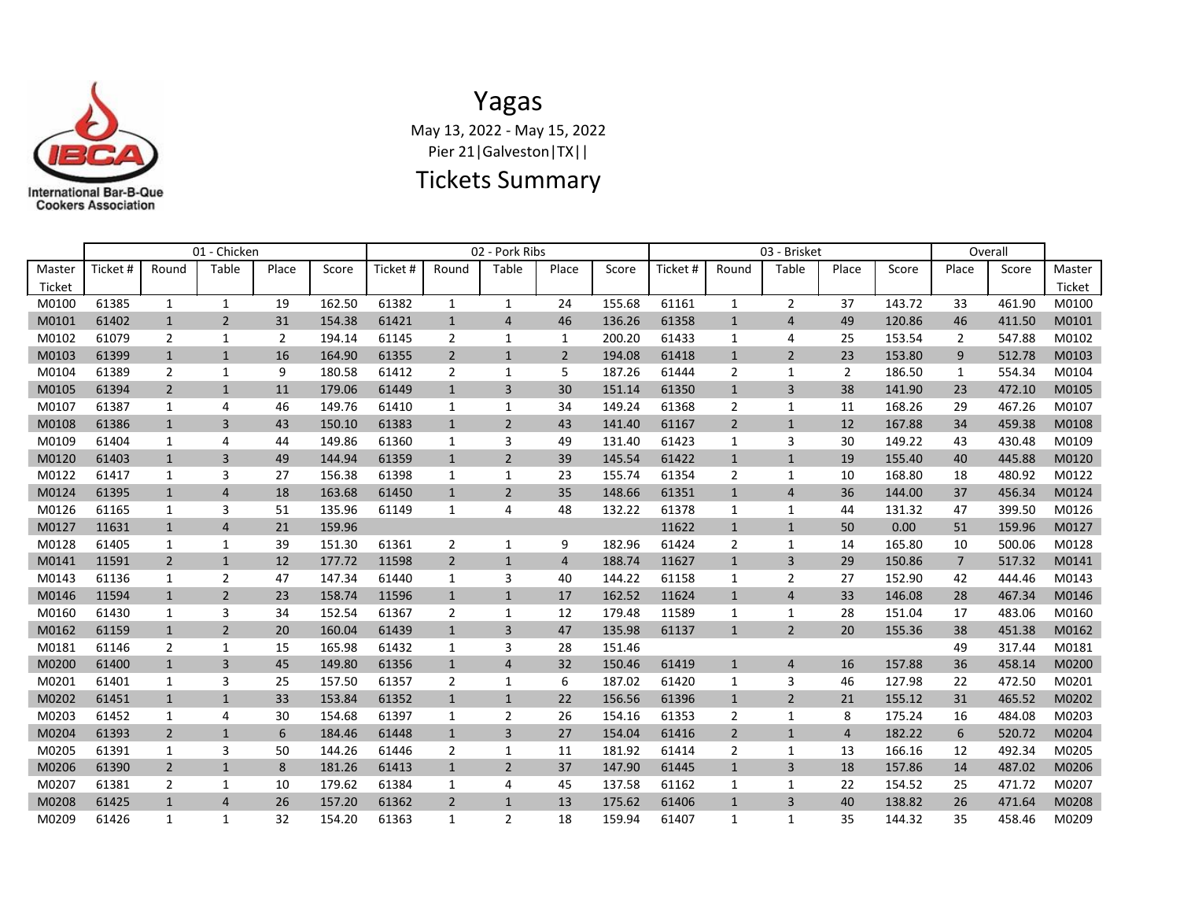# Yagas

May 13, 2022 - May 15, 2022

Pier 21|Galveston|TX||

## Tickets Summary

| | 01 - Chicken | | | | | 02 - Pork Ribs | | | | | 03 - Brisket | | | | | Overall | | |
|---|---|---|---|---|---|---|---|---|---|---|---|---|---|---|---|---|---|---|
| Master Ticket | Ticket # | Round | Table | Place | Score | Ticket # | Round | Table | Place | Score | Ticket # | Round | Table | Place | Score | Place | Score | Master Ticket |
| M0100 | 61385 | 1 | 1 | 19 | 162.50 | 61382 | 1 | 1 | 24 | 155.68 | 61161 | 1 | 2 | 37 | 143.72 | 33 | 461.90 | M0100 |
| M0101 | 61402 | 1 | 2 | 31 | 154.38 | 61421 | 1 | 4 | 46 | 136.26 | 61358 | 1 | 4 | 49 | 120.86 | 46 | 411.50 | M0101 |
| M0102 | 61079 | 2 | 1 | 2 | 194.14 | 61145 | 2 | 1 | 1 | 200.20 | 61433 | 1 | 4 | 25 | 153.54 | 2 | 547.88 | M0102 |
| M0103 | 61399 | 1 | 1 | 16 | 164.90 | 61355 | 2 | 1 | 2 | 194.08 | 61418 | 1 | 2 | 23 | 153.80 | 9 | 512.78 | M0103 |
| M0104 | 61389 | 2 | 1 | 9 | 180.58 | 61412 | 2 | 1 | 5 | 187.26 | 61444 | 2 | 1 | 2 | 186.50 | 1 | 554.34 | M0104 |
| M0105 | 61394 | 2 | 1 | 11 | 179.06 | 61449 | 1 | 3 | 30 | 151.14 | 61350 | 1 | 3 | 38 | 141.90 | 23 | 472.10 | M0105 |
| M0107 | 61387 | 1 | 4 | 46 | 149.76 | 61410 | 1 | 1 | 34 | 149.24 | 61368 | 2 | 1 | 11 | 168.26 | 29 | 467.26 | M0107 |
| M0108 | 61386 | 1 | 3 | 43 | 150.10 | 61383 | 1 | 2 | 43 | 141.40 | 61167 | 2 | 1 | 12 | 167.88 | 34 | 459.38 | M0108 |
| M0109 | 61404 | 1 | 4 | 44 | 149.86 | 61360 | 1 | 3 | 49 | 131.40 | 61423 | 1 | 3 | 30 | 149.22 | 43 | 430.48 | M0109 |
| M0120 | 61403 | 1 | 3 | 49 | 144.94 | 61359 | 1 | 2 | 39 | 145.54 | 61422 | 1 | 1 | 19 | 155.40 | 40 | 445.88 | M0120 |
| M0122 | 61417 | 1 | 3 | 27 | 156.38 | 61398 | 1 | 1 | 23 | 155.74 | 61354 | 2 | 1 | 10 | 168.80 | 18 | 480.92 | M0122 |
| M0124 | 61395 | 1 | 4 | 18 | 163.68 | 61450 | 1 | 2 | 35 | 148.66 | 61351 | 1 | 4 | 36 | 144.00 | 37 | 456.34 | M0124 |
| M0126 | 61165 | 1 | 3 | 51 | 135.96 | 61149 | 1 | 4 | 48 | 132.22 | 61378 | 1 | 1 | 44 | 131.32 | 47 | 399.50 | M0126 |
| M0127 | 11631 | 1 | 4 | 21 | 159.96 | | | | | | 11622 | 1 | 1 | 50 | 0.00 | 51 | 159.96 | M0127 |
| M0128 | 61405 | 1 | 1 | 39 | 151.30 | 61361 | 2 | 1 | 9 | 182.96 | 61424 | 2 | 1 | 14 | 165.80 | 10 | 500.06 | M0128 |
| M0141 | 11591 | 2 | 1 | 12 | 177.72 | 11598 | 2 | 1 | 4 | 188.74 | 11627 | 1 | 3 | 29 | 150.86 | 7 | 517.32 | M0141 |
| M0143 | 61136 | 1 | 2 | 47 | 147.34 | 61440 | 1 | 3 | 40 | 144.22 | 61158 | 1 | 2 | 27 | 152.90 | 42 | 444.46 | M0143 |
| M0146 | 11594 | 1 | 2 | 23 | 158.74 | 11596 | 1 | 1 | 17 | 162.52 | 11624 | 1 | 4 | 33 | 146.08 | 28 | 467.34 | M0146 |
| M0160 | 61430 | 1 | 3 | 34 | 152.54 | 61367 | 2 | 1 | 12 | 179.48 | 11589 | 1 | 1 | 28 | 151.04 | 17 | 483.06 | M0160 |
| M0162 | 61159 | 1 | 2 | 20 | 160.04 | 61439 | 1 | 3 | 47 | 135.98 | 61137 | 1 | 2 | 20 | 155.36 | 38 | 451.38 | M0162 |
| M0181 | 61146 | 2 | 1 | 15 | 165.98 | 61432 | 1 | 3 | 28 | 151.46 | | | | | | 49 | 317.44 | M0181 |
| M0200 | 61400 | 1 | 3 | 45 | 149.80 | 61356 | 1 | 4 | 32 | 150.46 | 61419 | 1 | 4 | 16 | 157.88 | 36 | 458.14 | M0200 |
| M0201 | 61401 | 1 | 3 | 25 | 157.50 | 61357 | 2 | 1 | 6 | 187.02 | 61420 | 1 | 3 | 46 | 127.98 | 22 | 472.50 | M0201 |
| M0202 | 61451 | 1 | 1 | 33 | 153.84 | 61352 | 1 | 1 | 22 | 156.56 | 61396 | 1 | 2 | 21 | 155.12 | 31 | 465.52 | M0202 |
| M0203 | 61452 | 1 | 4 | 30 | 154.68 | 61397 | 1 | 2 | 26 | 154.16 | 61353 | 2 | 1 | 8 | 175.24 | 16 | 484.08 | M0203 |
| M0204 | 61393 | 2 | 1 | 6 | 184.46 | 61448 | 1 | 3 | 27 | 154.04 | 61416 | 2 | 1 | 4 | 182.22 | 6 | 520.72 | M0204 |
| M0205 | 61391 | 1 | 3 | 50 | 144.26 | 61446 | 2 | 1 | 11 | 181.92 | 61414 | 2 | 1 | 13 | 166.16 | 12 | 492.34 | M0205 |
| M0206 | 61390 | 2 | 1 | 8 | 181.26 | 61413 | 1 | 2 | 37 | 147.90 | 61445 | 1 | 3 | 18 | 157.86 | 14 | 487.02 | M0206 |
| M0207 | 61381 | 2 | 1 | 10 | 179.62 | 61384 | 1 | 4 | 45 | 137.58 | 61162 | 1 | 1 | 22 | 154.52 | 25 | 471.72 | M0207 |
| M0208 | 61425 | 1 | 4 | 26 | 157.20 | 61362 | 2 | 1 | 13 | 175.62 | 61406 | 1 | 3 | 40 | 138.82 | 26 | 471.64 | M0208 |
| M0209 | 61426 | 1 | 1 | 32 | 154.20 | 61363 | 1 | 2 | 18 | 159.94 | 61407 | 1 | 1 | 35 | 144.32 | 35 | 458.46 | M0209 |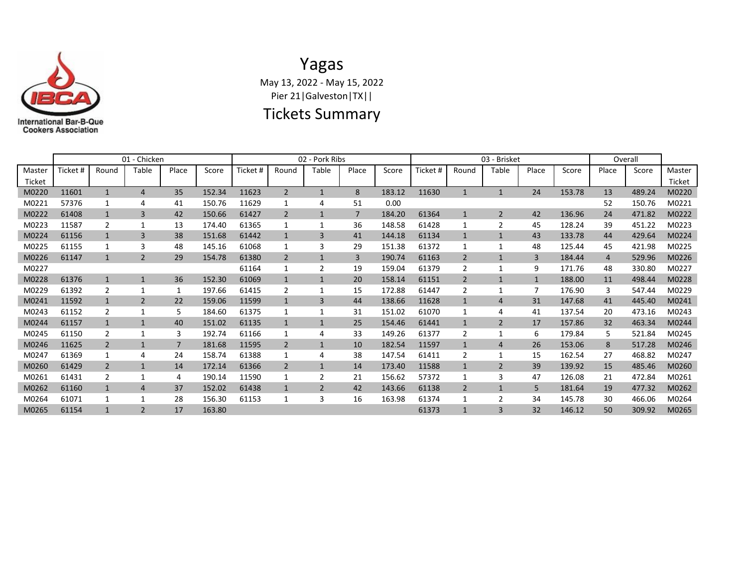International Bar-B-Que Cookers Association

# Yagas

May 13, 2022 - May 15, 2022

Pier 21|Galveston|TX||

## Tickets Summary

| | 01 - Chicken | | | | | 02 - Pork Ribs | | | | | 03 - Brisket | | | | | Overall | | |
|---|---|---|---|---|---|---|---|---|---|---|---|---|---|---|---|---|---|---|
| Master Ticket | Ticket # | Round | Table | Place | Score | Ticket # | Round | Table | Place | Score | Ticket # | Round | Table | Place | Score | Place | Score | Master Ticket |
| M0220 | 11601 | 1 | 4 | 35 | 152.34 | 11623 | 2 | 1 | 8 | 183.12 | 11630 | 1 | 1 | 24 | 153.78 | 13 | 489.24 | M0220 |
| M0221 | 57376 | 1 | 4 | 41 | 150.76 | 11629 | 1 | 4 | 51 | 0.00 | | | | | | 52 | 150.76 | M0221 |
| M0222 | 61408 | 1 | 3 | 42 | 150.66 | 61427 | 2 | 1 | 7 | 184.20 | 61364 | 1 | 2 | 42 | 136.96 | 24 | 471.82 | M0222 |
| M0223 | 11587 | 2 | 1 | 13 | 174.40 | 61365 | 1 | 1 | 36 | 148.58 | 61428 | 1 | 2 | 45 | 128.24 | 39 | 451.22 | M0223 |
| M0224 | 61156 | 1 | 3 | 38 | 151.68 | 61442 | 1 | 3 | 41 | 144.18 | 61134 | 1 | 1 | 43 | 133.78 | 44 | 429.64 | M0224 |
| M0225 | 61155 | 1 | 3 | 48 | 145.16 | 61068 | 1 | 3 | 29 | 151.38 | 61372 | 1 | 1 | 48 | 125.44 | 45 | 421.98 | M0225 |
| M0226 | 61147 | 1 | 2 | 29 | 154.78 | 61380 | 2 | 1 | 3 | 190.74 | 61163 | 2 | 1 | 3 | 184.44 | 4 | 529.96 | M0226 |
| M0227 | | | | | | 61164 | 1 | 2 | 19 | 159.04 | 61379 | 2 | 1 | 9 | 171.76 | 48 | 330.80 | M0227 |
| M0228 | 61376 | 1 | 1 | 36 | 152.30 | 61069 | 1 | 1 | 20 | 158.14 | 61151 | 2 | 1 | 1 | 188.00 | 11 | 498.44 | M0228 |
| M0229 | 61392 | 2 | 1 | 1 | 197.66 | 61415 | 2 | 1 | 15 | 172.88 | 61447 | 2 | 1 | 7 | 176.90 | 3 | 547.44 | M0229 |
| M0241 | 11592 | 1 | 2 | 22 | 159.06 | 11599 | 1 | 3 | 44 | 138.66 | 11628 | 1 | 4 | 31 | 147.68 | 41 | 445.40 | M0241 |
| M0243 | 61152 | 2 | 1 | 5 | 184.60 | 61375 | 1 | 1 | 31 | 151.02 | 61070 | 1 | 4 | 41 | 137.54 | 20 | 473.16 | M0243 |
| M0244 | 61157 | 1 | 1 | 40 | 151.02 | 61135 | 1 | 1 | 25 | 154.46 | 61441 | 1 | 2 | 17 | 157.86 | 32 | 463.34 | M0244 |
| M0245 | 61150 | 2 | 1 | 3 | 192.74 | 61166 | 1 | 4 | 33 | 149.26 | 61377 | 2 | 1 | 6 | 179.84 | 5 | 521.84 | M0245 |
| M0246 | 11625 | 2 | 1 | 7 | 181.68 | 11595 | 2 | 1 | 10 | 182.54 | 11597 | 1 | 4 | 26 | 153.06 | 8 | 517.28 | M0246 |
| M0247 | 61369 | 1 | 4 | 24 | 158.74 | 61388 | 1 | 4 | 38 | 147.54 | 61411 | 2 | 1 | 15 | 162.54 | 27 | 468.82 | M0247 |
| M0260 | 61429 | 2 | 1 | 14 | 172.14 | 61366 | 2 | 1 | 14 | 173.40 | 11588 | 1 | 2 | 39 | 139.92 | 15 | 485.46 | M0260 |
| M0261 | 61431 | 2 | 1 | 4 | 190.14 | 11590 | 1 | 2 | 21 | 156.62 | 57372 | 1 | 3 | 47 | 126.08 | 21 | 472.84 | M0261 |
| M0262 | 61160 | 1 | 4 | 37 | 152.02 | 61438 | 1 | 2 | 42 | 143.66 | 61138 | 2 | 1 | 5 | 181.64 | 19 | 477.32 | M0262 |
| M0264 | 61071 | 1 | 1 | 28 | 156.30 | 61153 | 1 | 3 | 16 | 163.98 | 61374 | 1 | 2 | 34 | 145.78 | 30 | 466.06 | M0264 |
| M0265 | 61154 | 1 | 2 | 17 | 163.80 | | | | | | 61373 | 1 | 3 | 32 | 146.12 | 50 | 309.92 | M0265 |